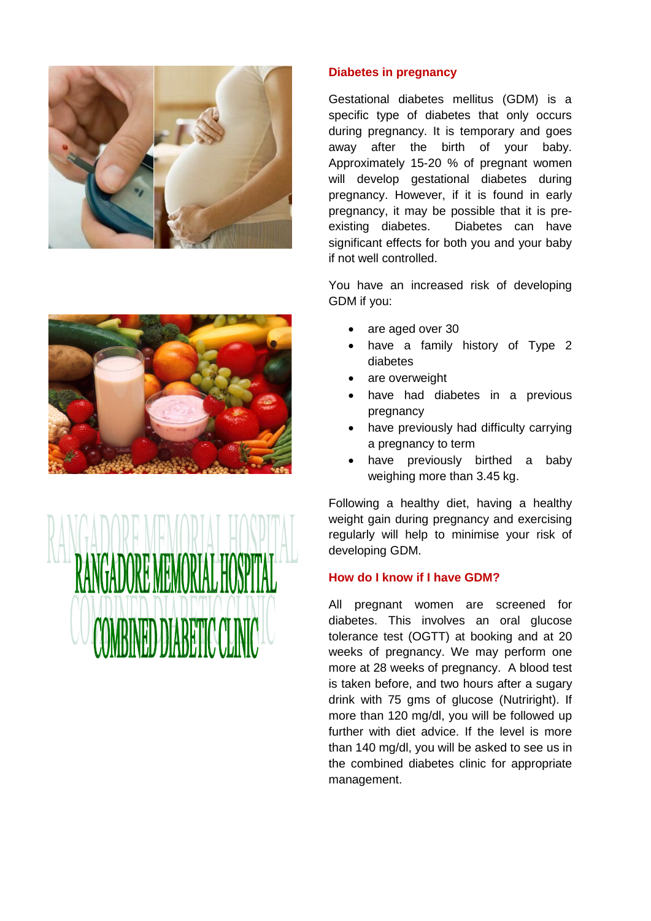RANGADORE MEMORIAL HOSPITAL

COMBINED DIABETIC CLINIC

## Diabetes in pregnancy

Gestational diabetes mellitus (GDM) is a specific type of diabetes that only occurs during pregnancy. It is temporary and goes away after the birth of your baby. Approximately 15-20 % of pregnant women will develop gestational diabetes during pregnancy. However, if it is found in early pregnancy, it may be possible that it is pre-existing diabetes. Diabetes can have significant effects for both you and your baby if not well controlled.

You have an increased risk of developing GDM if you:

- are aged over 30
- have a family history of Type 2 diabetes
- are overweight
- have had diabetes in a previous pregnancy
- have previously had difficulty carrying a pregnancy to term
- have previously birthed a baby weighing more than 3.45 kg.

Following a healthy diet, having a healthy weight gain during pregnancy and exercising regularly will help to minimise your risk of developing GDM.

## How do I know if I have GDM?

All pregnant women are screened for diabetes. This involves an oral glucose tolerance test (OGTT) at booking and at 20 weeks of pregnancy. We may perform one more at 28 weeks of pregnancy. A blood test is taken before, and two hours after a sugary drink with 75 gms of glucose (Nutriright). If more than 120 mg/dl, you will be followed up further with diet advice. If the level is more than 140 mg/dl, you will be asked to see us in the combined diabetes clinic for appropriate management.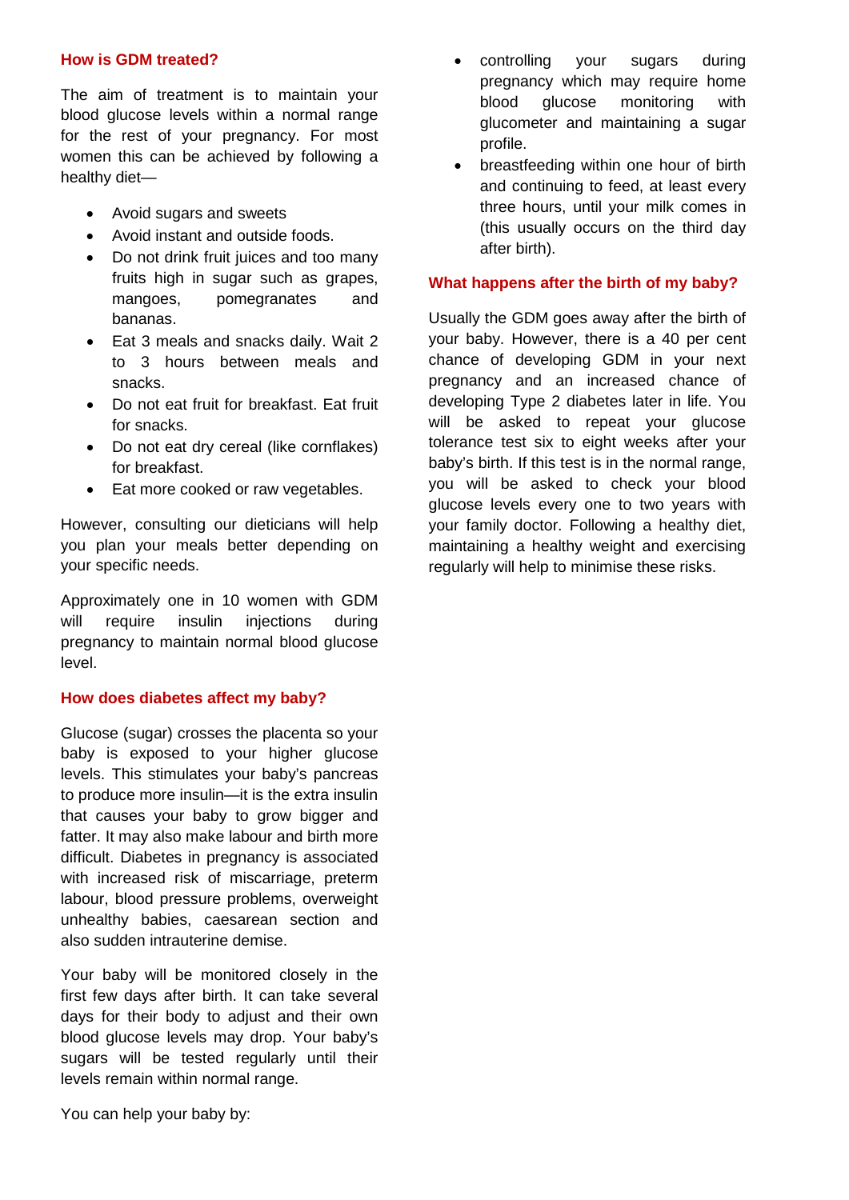## How is GDM treated?

The aim of treatment is to maintain your blood glucose levels within a normal range for the rest of your pregnancy. For most women this can be achieved by following a healthy diet—

- Avoid sugars and sweets
- Avoid instant and outside foods.
- Do not drink fruit juices and too many fruits high in sugar such as grapes, mangoes, pomegranates and bananas.
- Eat 3 meals and snacks daily. Wait 2 to 3 hours between meals and snacks.
- Do not eat fruit for breakfast. Eat fruit for snacks.
- Do not eat dry cereal (like cornflakes) for breakfast.
- Eat more cooked or raw vegetables.

However, consulting our dieticians will help you plan your meals better depending on your specific needs.

Approximately one in 10 women with GDM will require insulin injections during pregnancy to maintain normal blood glucose level.

## How does diabetes affect my baby?

Glucose (sugar) crosses the placenta so your baby is exposed to your higher glucose levels. This stimulates your baby's pancreas to produce more insulin—it is the extra insulin that causes your baby to grow bigger and fatter. It may also make labour and birth more difficult. Diabetes in pregnancy is associated with increased risk of miscarriage, preterm labour, blood pressure problems, overweight unhealthy babies, caesarean section and also sudden intrauterine demise.

Your baby will be monitored closely in the first few days after birth. It can take several days for their body to adjust and their own blood glucose levels may drop. Your baby's sugars will be tested regularly until their levels remain within normal range.

You can help your baby by:

- controlling your sugars during pregnancy which may require home blood glucose monitoring with glucometer and maintaining a sugar profile.
- breastfeeding within one hour of birth and continuing to feed, at least every three hours, until your milk comes in (this usually occurs on the third day after birth).

## What happens after the birth of my baby?

Usually the GDM goes away after the birth of your baby. However, there is a 40 per cent chance of developing GDM in your next pregnancy and an increased chance of developing Type 2 diabetes later in life. You will be asked to repeat your glucose tolerance test six to eight weeks after your baby's birth. If this test is in the normal range, you will be asked to check your blood glucose levels every one to two years with your family doctor. Following a healthy diet, maintaining a healthy weight and exercising regularly will help to minimise these risks.